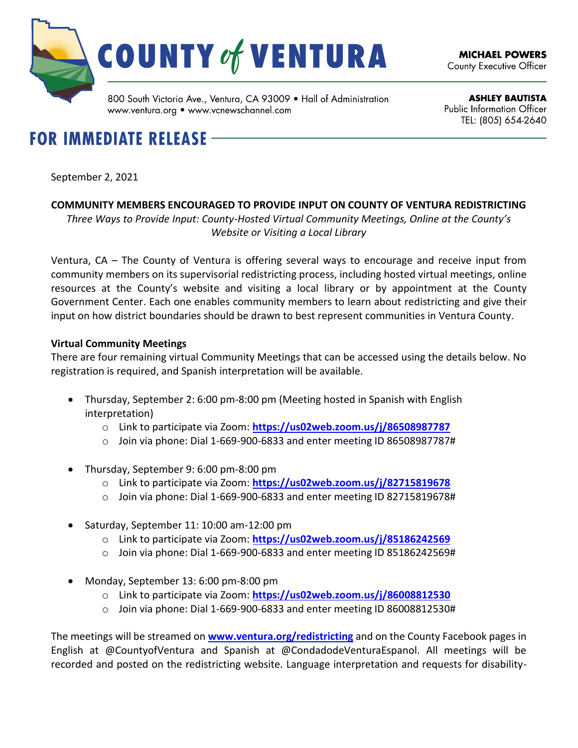# COUNTY of VENTURA

800 South Victoria Ave., Ventura, CA 93009 • Hall of Administration
www.ventura.org • www.vcnewschannel.com

**MICHAEL POWERS**
County Executive Officer

**ASHLEY BAUTISTA**
Public Information Officer
TEL: (805) 654-2640

## FOR IMMEDIATE RELEASE

September 2, 2021

**COMMUNITY MEMBERS ENCOURAGED TO PROVIDE INPUT ON COUNTY OF VENTURA REDISTRICTING**

*Three Ways to Provide Input: County-Hosted Virtual Community Meetings, Online at the County's Website or Visiting a Local Library*

Ventura, CA – The County of Ventura is offering several ways to encourage and receive input from community members on its supervisorial redistricting process, including hosted virtual meetings, online resources at the County's website and visiting a local library or by appointment at the County Government Center. Each one enables community members to learn about redistricting and give their input on how district boundaries should be drawn to best represent communities in Ventura County.

**Virtual Community Meetings**

There are four remaining virtual Community Meetings that can be accessed using the details below. No registration is required, and Spanish interpretation will be available.

- Thursday, September 2: 6:00 pm-8:00 pm (Meeting hosted in Spanish with English interpretation)
  - Link to participate via Zoom: **https://us02web.zoom.us/j/86508987787**
  - Join via phone: Dial 1-669-900-6833 and enter meeting ID 86508987787#
- Thursday, September 9: 6:00 pm-8:00 pm
  - Link to participate via Zoom: **https://us02web.zoom.us/j/82715819678**
  - Join via phone: Dial 1-669-900-6833 and enter meeting ID 82715819678#
- Saturday, September 11: 10:00 am-12:00 pm
  - Link to participate via Zoom: **https://us02web.zoom.us/j/85186242569**
  - Join via phone: Dial 1-669-900-6833 and enter meeting ID 85186242569#
- Monday, September 13: 6:00 pm-8:00 pm
  - Link to participate via Zoom: **https://us02web.zoom.us/j/86008812530**
  - Join via phone: Dial 1-669-900-6833 and enter meeting ID 86008812530#

The meetings will be streamed on **www.ventura.org/redistricting** and on the County Facebook pages in English at @CountyofVentura and Spanish at @CondadodeVenturaEspanol. All meetings will be recorded and posted on the redistricting website. Language interpretation and requests for disability-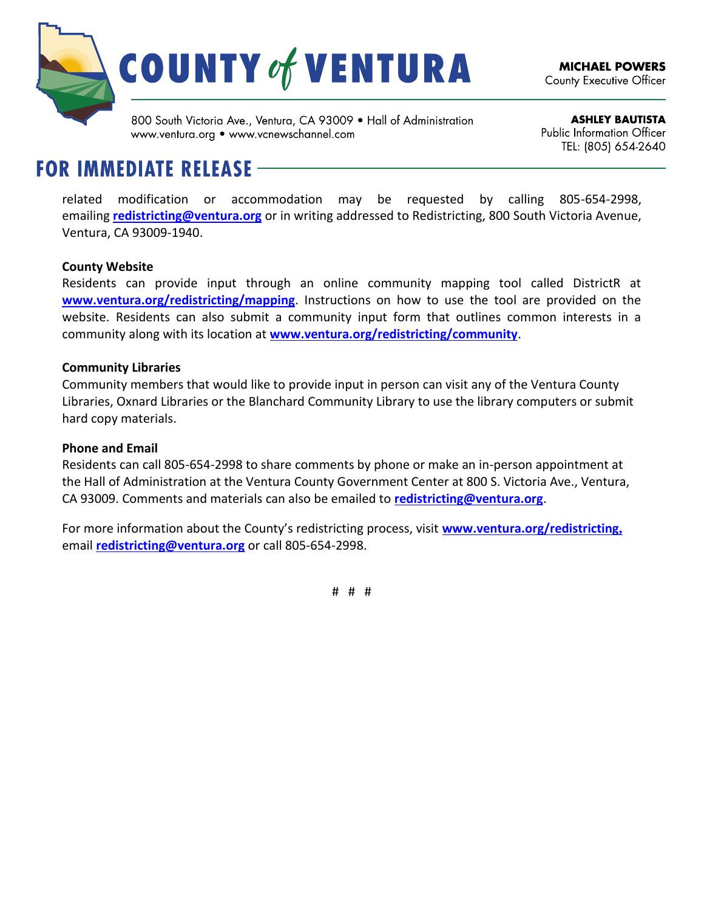related modification or accommodation may be requested by calling 805-654-2998, emailing **redistricting@ventura.org** or in writing addressed to Redistricting, 800 South Victoria Avenue, Ventura, CA 93009-1940.

**County Website**

Residents can provide input through an online community mapping tool called DistrictR at **www.ventura.org/redistricting/mapping**. Instructions on how to use the tool are provided on the website. Residents can also submit a community input form that outlines common interests in a community along with its location at **www.ventura.org/redistricting/community**.

**Community Libraries**

Community members that would like to provide input in person can visit any of the Ventura County Libraries, Oxnard Libraries or the Blanchard Community Library to use the library computers or submit hard copy materials.

**Phone and Email**

Residents can call 805-654-2998 to share comments by phone or make an in-person appointment at the Hall of Administration at the Ventura County Government Center at 800 S. Victoria Ave., Ventura, CA 93009. Comments and materials can also be emailed to **redistricting@ventura.org**.

For more information about the County's redistricting process, visit **www.ventura.org/redistricting,** email **redistricting@ventura.org** or call 805-654-2998.

# # #